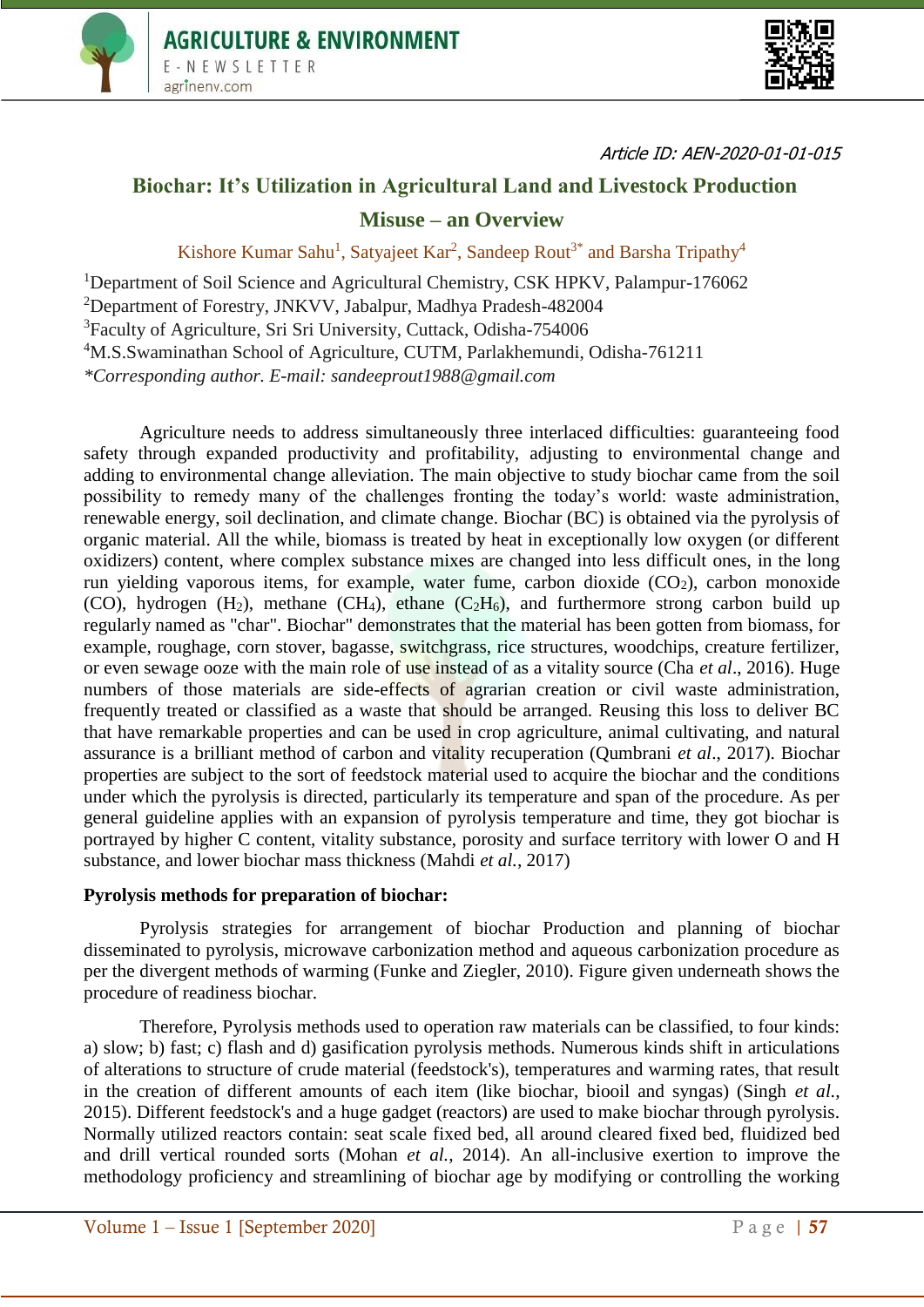Article ID: AEN-2020-01-01-015

# Biochar: It's Utilization in Agricultural Land and Livestock Production Misuse – an Overview

Kishore Kumar Sahu[1], Satyajeet Kar[2], Sandeep Rout[3*] and Barsha Tripathy[4]

[1]Department of Soil Science and Agricultural Chemistry, CSK HPKV, Palampur-176062
[2]Department of Forestry, JNKVV, Jabalpur, Madhya Pradesh-482004
[3]Faculty of Agriculture, Sri Sri University, Cuttack, Odisha-754006
[4]M.S.Swaminathan School of Agriculture, CUTM, Parlakhemundi, Odisha-761211
*Corresponding author. E-mail: sandeeprout1988@gmail.com*

Agriculture needs to address simultaneously three interlaced difficulties: guaranteeing food safety through expanded productivity and profitability, adjusting to environmental change and adding to environmental change alleviation. The main objective to study biochar came from the soil possibility to remedy many of the challenges fronting the today's world: waste administration, renewable energy, soil declination, and climate change. Biochar (BC) is obtained via the pyrolysis of organic material. All the while, biomass is treated by heat in exceptionally low oxygen (or different oxidizers) content, where complex substance mixes are changed into less difficult ones, in the long run yielding vaporous items, for example, water fume, carbon dioxide ($CO_2$), carbon monoxide (CO), hydrogen ($H_2$), methane ($CH_4$), ethane ($C_2H_6$), and furthermore strong carbon build up regularly named as "char". Biochar" demonstrates that the material has been gotten from biomass, for example, roughage, corn stover, bagasse, switchgrass, rice structures, woodchips, creature fertilizer, or even sewage ooze with the main role of use instead of as a vitality source (Cha *et al*., 2016). Huge numbers of those materials are side-effects of agrarian creation or civil waste administration, frequently treated or classified as a waste that should be arranged. Reusing this loss to deliver BC that have remarkable properties and can be used in crop agriculture, animal cultivating, and natural assurance is a brilliant method of carbon and vitality recuperation (Qumbrani *et al*., 2017). Biochar properties are subject to the sort of feedstock material used to acquire the biochar and the conditions under which the pyrolysis is directed, particularly its temperature and span of the procedure. As per general guideline applies with an expansion of pyrolysis temperature and time, they got biochar is portrayed by higher C content, vitality substance, porosity and surface territory with lower O and H substance, and lower biochar mass thickness (Mahdi *et al.*, 2017)

**Pyrolysis methods for preparation of biochar:**

Pyrolysis strategies for arrangement of biochar Production and planning of biochar disseminated to pyrolysis, microwave carbonization method and aqueous carbonization procedure as per the divergent methods of warming (Funke and Ziegler, 2010). Figure given underneath shows the procedure of readiness biochar.

Therefore, Pyrolysis methods used to operation raw materials can be classified, to four kinds: a) slow; b) fast; c) flash and d) gasification pyrolysis methods. Numerous kinds shift in articulations of alterations to structure of crude material (feedstock's), temperatures and warming rates, that result in the creation of different amounts of each item (like biochar, biooil and syngas) (Singh *et al.*, 2015). Different feedstock's and a huge gadget (reactors) are used to make biochar through pyrolysis. Normally utilized reactors contain: seat scale fixed bed, all around cleared fixed bed, fluidized bed and drill vertical rounded sorts (Mohan *et al.*, 2014). An all-inclusive exertion to improve the methodology proficiency and streamlining of biochar age by modifying or controlling the working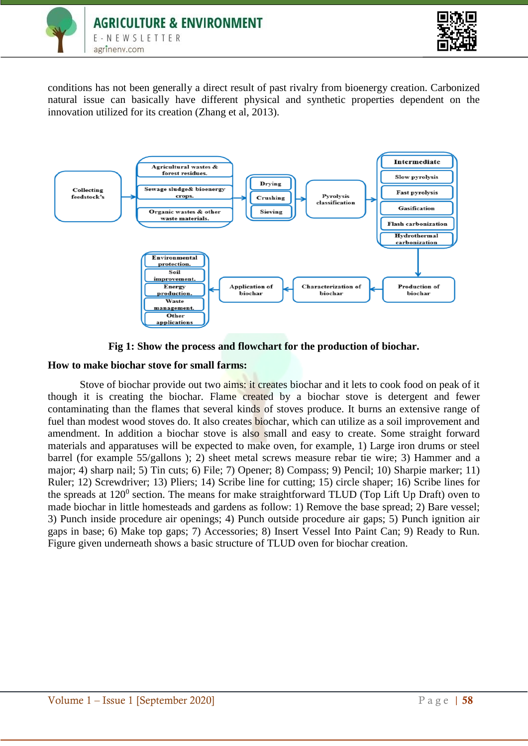conditions has not been generally a direct result of past rivalry from bioenergy creation. Carbonized natural issue can basically have different physical and synthetic properties dependent on the innovation utilized for its creation (Zhang et al, 2013).

**Fig 1: Show the process and flowchart for the production of biochar.**

**How to make biochar stove for small farms:**

Stove of biochar provide out two aims: it creates biochar and it lets to cook food on peak of it though it is creating the biochar. Flame created by a biochar stove is detergent and fewer contaminating than the flames that several kinds of stoves produce. It burns an extensive range of fuel than modest wood stoves do. It also creates biochar, which can utilize as a soil improvement and amendment. In addition a biochar stove is also small and easy to create. Some straight forward materials and apparatuses will be expected to make oven, for example, 1) Large iron drums or steel barrel (for example 55/gallons ); 2) sheet metal screws measure rebar tie wire; 3) Hammer and a major; 4) sharp nail; 5) Tin cuts; 6) File; 7) Opener; 8) Compass; 9) Pencil; 10) Sharpie marker; 11) Ruler; 12) Screwdriver; 13) Pliers; 14) Scribe line for cutting; 15) circle shaper; 16) Scribe lines for the spreads at $120^0$ section. The means for make straightforward TLUD (Top Lift Up Draft) oven to made biochar in little homesteads and gardens as follow: 1) Remove the base spread; 2) Bare vessel; 3) Punch inside procedure air openings; 4) Punch outside procedure air gaps; 5) Punch ignition air gaps in base; 6) Make top gaps; 7) Accessories; 8) Insert Vessel Into Paint Can; 9) Ready to Run. Figure given underneath shows a basic structure of TLUD oven for biochar creation.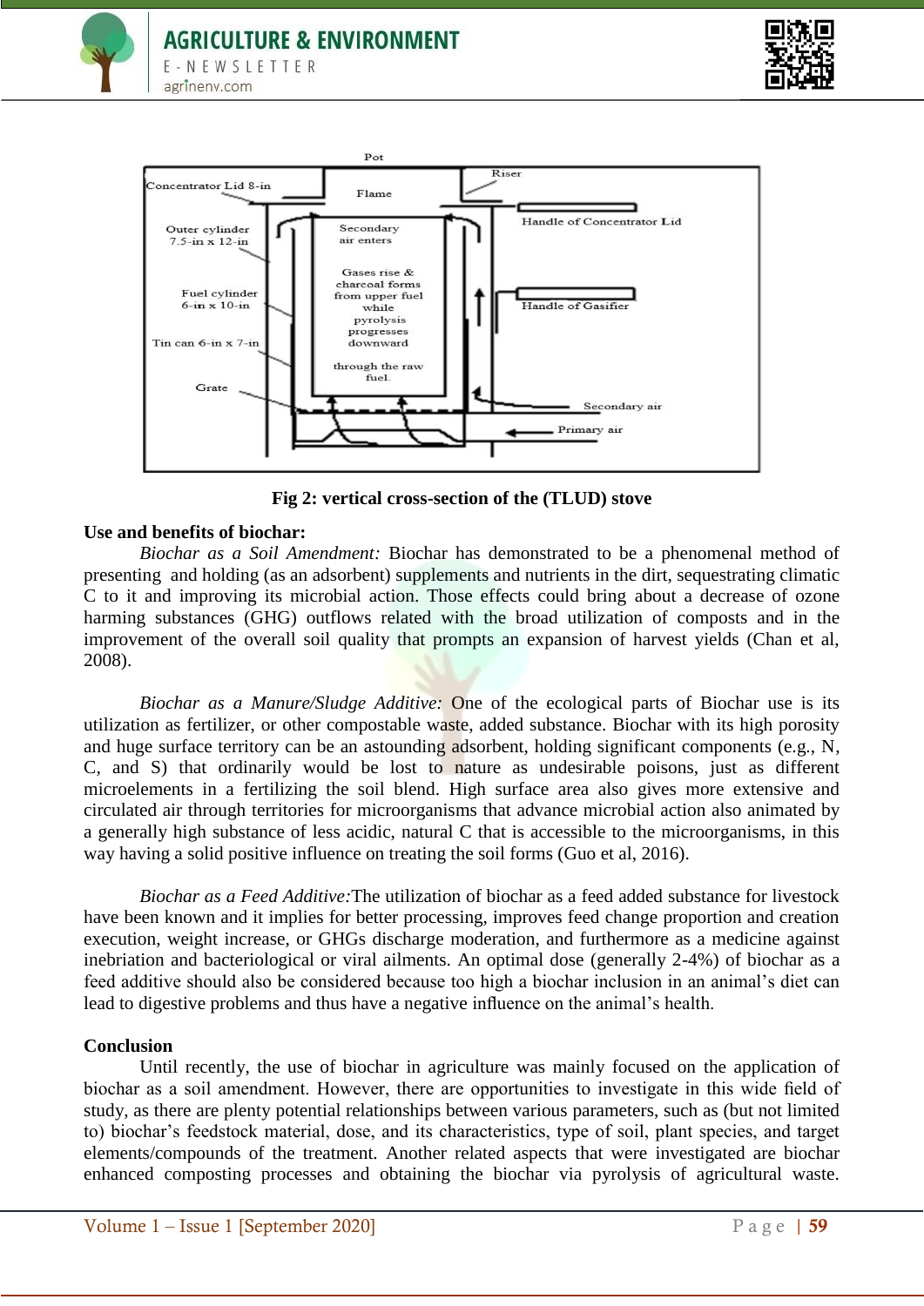Fig 2: vertical cross-section of the (TLUD) stove

**Use and benefits of biochar:**

*Biochar as a Soil Amendment:* Biochar has demonstrated to be a phenomenal method of presenting and holding (as an adsorbent) supplements and nutrients in the dirt, sequestrating climatic C to it and improving its microbial action. Those effects could bring about a decrease of ozone harming substances (GHG) outflows related with the broad utilization of composts and in the improvement of the overall soil quality that prompts an expansion of harvest yields (Chan et al, 2008).

*Biochar as a Manure/Sludge Additive:* One of the ecological parts of Biochar use is its utilization as fertilizer, or other compostable waste, added substance. Biochar with its high porosity and huge surface territory can be an astounding adsorbent, holding significant components (e.g., N, C, and S) that ordinarily would be lost to nature as undesirable poisons, just as different microelements in a fertilizing the soil blend. High surface area also gives more extensive and circulated air through territories for microorganisms that advance microbial action also animated by a generally high substance of less acidic, natural C that is accessible to the microorganisms, in this way having a solid positive influence on treating the soil forms (Guo et al, 2016).

*Biochar as a Feed Additive:*The utilization of biochar as a feed added substance for livestock have been known and it implies for better processing, improves feed change proportion and creation execution, weight increase, or GHGs discharge moderation, and furthermore as a medicine against inebriation and bacteriological or viral ailments. An optimal dose (generally 2-4%) of biochar as a feed additive should also be considered because too high a biochar inclusion in an animal's diet can lead to digestive problems and thus have a negative influence on the animal's health.

**Conclusion**

Until recently, the use of biochar in agriculture was mainly focused on the application of biochar as a soil amendment. However, there are opportunities to investigate in this wide field of study, as there are plenty potential relationships between various parameters, such as (but not limited to) biochar's feedstock material, dose, and its characteristics, type of soil, plant species, and target elements/compounds of the treatment. Another related aspects that were investigated are biochar enhanced composting processes and obtaining the biochar via pyrolysis of agricultural waste.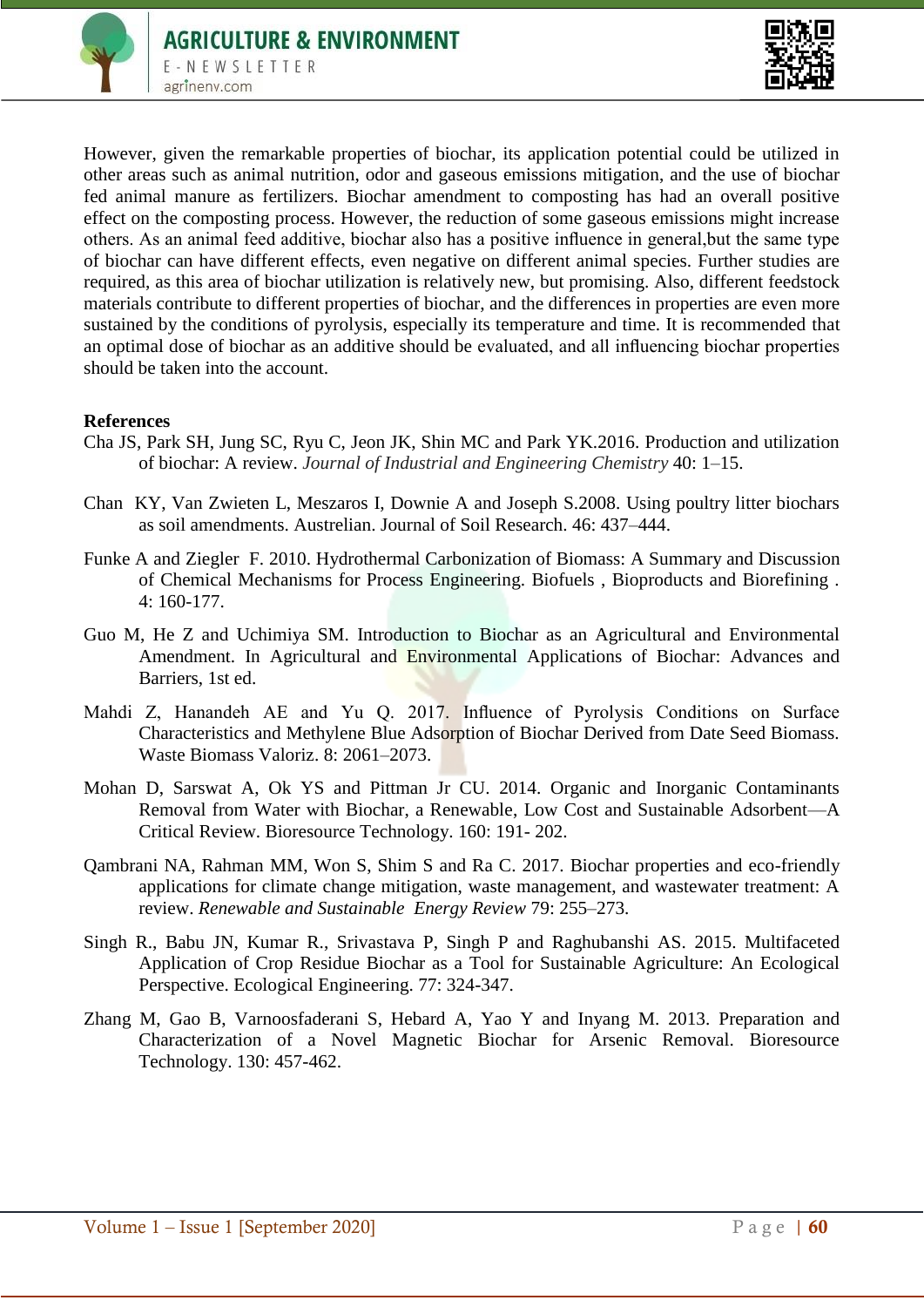However, given the remarkable properties of biochar, its application potential could be utilized in other areas such as animal nutrition, odor and gaseous emissions mitigation, and the use of biochar fed animal manure as fertilizers. Biochar amendment to composting has had an overall positive effect on the composting process. However, the reduction of some gaseous emissions might increase others. As an animal feed additive, biochar also has a positive influence in general,but the same type of biochar can have different effects, even negative on different animal species. Further studies are required, as this area of biochar utilization is relatively new, but promising. Also, different feedstock materials contribute to different properties of biochar, and the differences in properties are even more sustained by the conditions of pyrolysis, especially its temperature and time. It is recommended that an optimal dose of biochar as an additive should be evaluated, and all influencing biochar properties should be taken into the account.

**References**

Cha JS, Park SH, Jung SC, Ryu C, Jeon JK, Shin MC and Park YK.2016. Production and utilization of biochar: A review. *Journal of Industrial and Engineering Chemistry* 40: 1–15.

Chan KY, Van Zwieten L, Meszaros I, Downie A and Joseph S.2008. Using poultry litter biochars as soil amendments. Austrelian. Journal of Soil Research. 46: 437–444.

Funke A and Ziegler F. 2010. Hydrothermal Carbonization of Biomass: A Summary and Discussion of Chemical Mechanisms for Process Engineering. Biofuels , Bioproducts and Biorefining . 4: 160-177.

Guo M, He Z and Uchimiya SM. Introduction to Biochar as an Agricultural and Environmental Amendment. In Agricultural and Environmental Applications of Biochar: Advances and Barriers, 1st ed.

Mahdi Z, Hanandeh AE and Yu Q. 2017. Influence of Pyrolysis Conditions on Surface Characteristics and Methylene Blue Adsorption of Biochar Derived from Date Seed Biomass. Waste Biomass Valoriz. 8: 2061–2073.

Mohan D, Sarswat A, Ok YS and Pittman Jr CU. 2014. Organic and Inorganic Contaminants Removal from Water with Biochar, a Renewable, Low Cost and Sustainable Adsorbent—A Critical Review. Bioresource Technology. 160: 191- 202.

Qambrani NA, Rahman MM, Won S, Shim S and Ra C. 2017. Biochar properties and eco-friendly applications for climate change mitigation, waste management, and wastewater treatment: A review. *Renewable and Sustainable Energy Review* 79: 255–273.

Singh R., Babu JN, Kumar R., Srivastava P, Singh P and Raghubanshi AS. 2015. Multifaceted Application of Crop Residue Biochar as a Tool for Sustainable Agriculture: An Ecological Perspective. Ecological Engineering. 77: 324-347.

Zhang M, Gao B, Varnoosfaderani S, Hebard A, Yao Y and Inyang M. 2013. Preparation and Characterization of a Novel Magnetic Biochar for Arsenic Removal. Bioresource Technology. 130: 457-462.